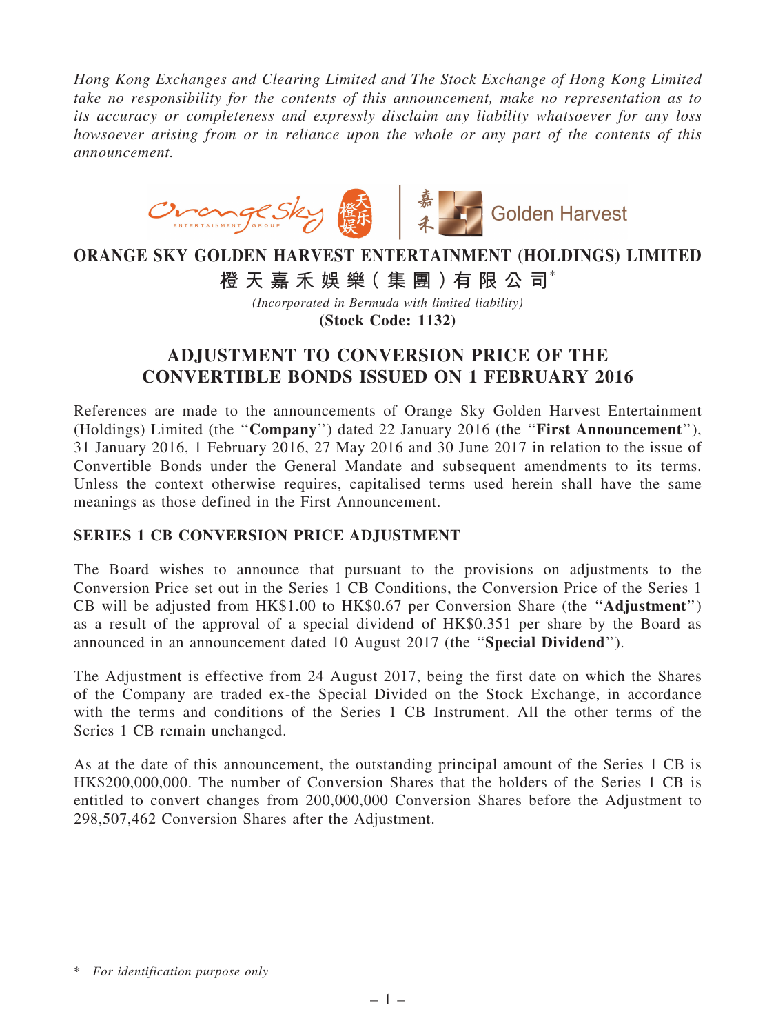*Hong Kong Exchanges and Clearing Limited and The Stock Exchange of Hong Kong Limited take no responsibility for the contents of this announcement, make no representation as to its accuracy or completeness and expressly disclaim any liability whatsoever for any loss howsoever arising from or in reliance upon the whole or any part of the contents of this announcement.*

# ORANGE SKY GOLDEN HARVEST ENTERTAINMENT (HOLDINGS) LIMITED

# 橙天嘉禾娛樂(集團)有限公司*

*(Incorporated in Bermuda with limited liability)*

**(Stock Code: 1132)**

## ADJUSTMENT TO CONVERSION PRICE OF THE CONVERTIBLE BONDS ISSUED ON 1 FEBRUARY 2016

References are made to the announcements of Orange Sky Golden Harvest Entertainment (Holdings) Limited (the "**Company**") dated 22 January 2016 (the "**First Announcement**"), 31 January 2016, 1 February 2016, 27 May 2016 and 30 June 2017 in relation to the issue of Convertible Bonds under the General Mandate and subsequent amendments to its terms. Unless the context otherwise requires, capitalised terms used herein shall have the same meanings as those defined in the First Announcement.

### SERIES 1 CB CONVERSION PRICE ADJUSTMENT

The Board wishes to announce that pursuant to the provisions on adjustments to the Conversion Price set out in the Series 1 CB Conditions, the Conversion Price of the Series 1 CB will be adjusted from HK$1.00 to HK$0.67 per Conversion Share (the "**Adjustment**") as a result of the approval of a special dividend of HK$0.351 per share by the Board as announced in an announcement dated 10 August 2017 (the "**Special Dividend**").

The Adjustment is effective from 24 August 2017, being the first date on which the Shares of the Company are traded ex-the Special Divided on the Stock Exchange, in accordance with the terms and conditions of the Series 1 CB Instrument. All the other terms of the Series 1 CB remain unchanged.

As at the date of this announcement, the outstanding principal amount of the Series 1 CB is HK$200,000,000. The number of Conversion Shares that the holders of the Series 1 CB is entitled to convert changes from 200,000,000 Conversion Shares before the Adjustment to 298,507,462 Conversion Shares after the Adjustment.

\* *For identification purpose only*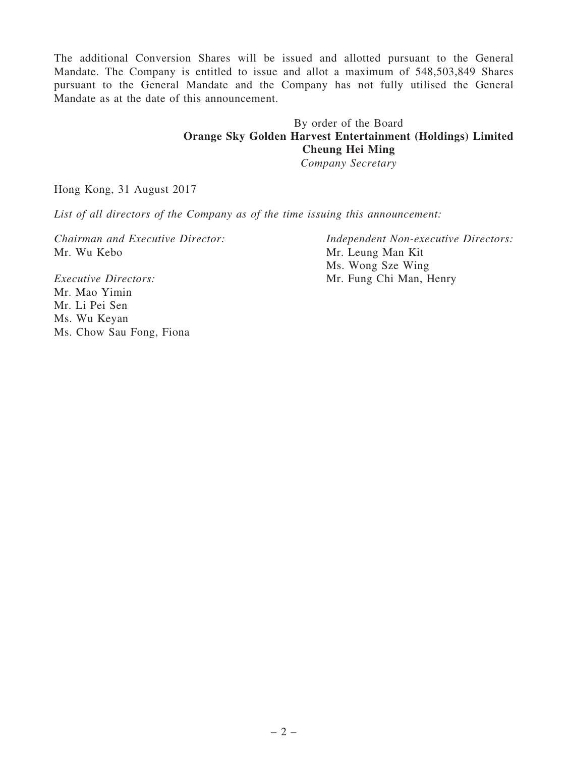The additional Conversion Shares will be issued and allotted pursuant to the General Mandate. The Company is entitled to issue and allot a maximum of 548,503,849 Shares pursuant to the General Mandate and the Company has not fully utilised the General Mandate as at the date of this announcement.

By order of the Board
**Orange Sky Golden Harvest Entertainment (Holdings) Limited**
**Cheung Hei Ming**
*Company Secretary*

Hong Kong, 31 August 2017

*List of all directors of the Company as of the time issuing this announcement:*

*Chairman and Executive Director:*
Mr. Wu Kebo

*Executive Directors:*
Mr. Mao Yimin
Mr. Li Pei Sen
Ms. Wu Keyan
Ms. Chow Sau Fong, Fiona

*Independent Non-executive Directors:*
Mr. Leung Man Kit
Ms. Wong Sze Wing
Mr. Fung Chi Man, Henry